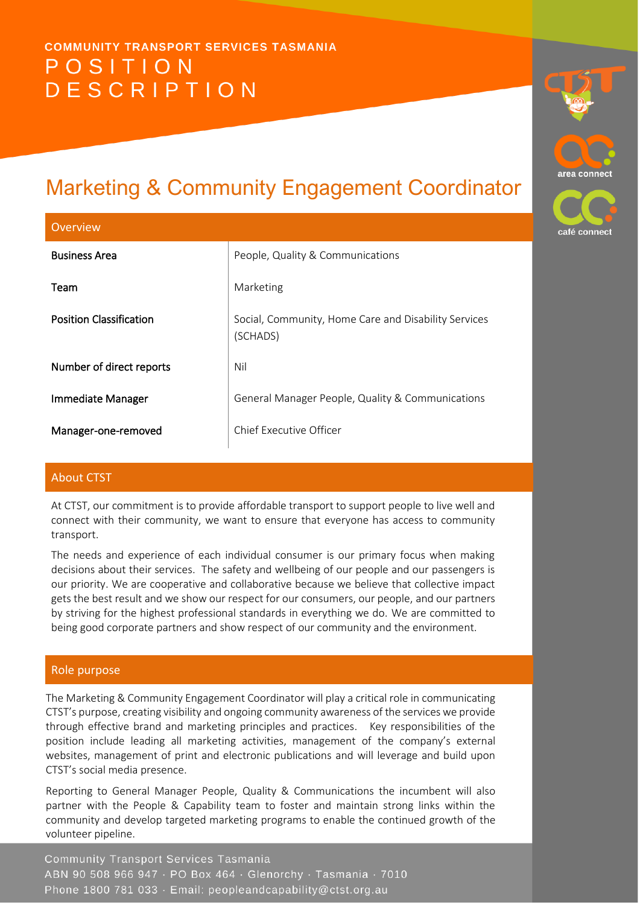COMMUNITY TRANSPORT SERVICES TASMANIA

# POSITION DESCRIPTION

# Marketing & Community Engagement Coordinator

## Overview

| | |
|---|---|
| Business Area | People, Quality & Communications |
| Team | Marketing |
| Position Classification | Social, Community, Home Care and Disability Services (SCHADS) |
| Number of direct reports | Nil |
| Immediate Manager | General Manager People, Quality & Communications |
| Manager-one-removed | Chief Executive Officer |

## About CTST

At CTST, our commitment is to provide affordable transport to support people to live well and connect with their community, we want to ensure that everyone has access to community transport.

The needs and experience of each individual consumer is our primary focus when making decisions about their services. The safety and wellbeing of our people and our passengers is our priority. We are cooperative and collaborative because we believe that collective impact gets the best result and we show our respect for our consumers, our people, and our partners by striving for the highest professional standards in everything we do. We are committed to being good corporate partners and show respect of our community and the environment.

## Role purpose

The Marketing & Community Engagement Coordinator will play a critical role in communicating CTST's purpose, creating visibility and ongoing community awareness of the services we provide through effective brand and marketing principles and practices. Key responsibilities of the position include leading all marketing activities, management of the company's external websites, management of print and electronic publications and will leverage and build upon CTST's social media presence.

Reporting to General Manager People, Quality & Communications the incumbent will also partner with the People & Capability team to foster and maintain strong links within the community and develop targeted marketing programs to enable the continued growth of the volunteer pipeline.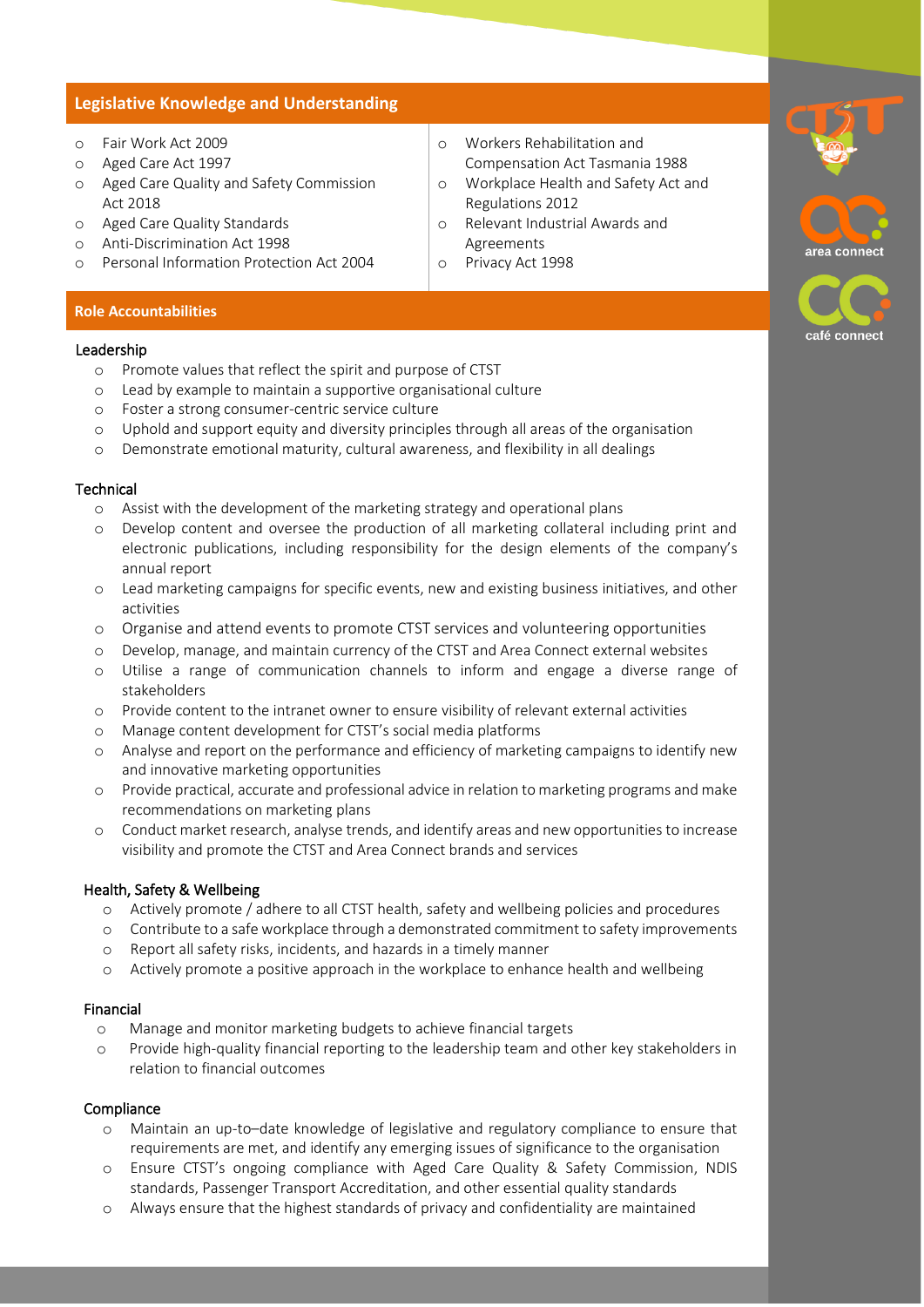## Legislative Knowledge and Understanding

- Fair Work Act 2009
- Aged Care Act 1997
- Aged Care Quality and Safety Commission Act 2018
- Aged Care Quality Standards
- Anti-Discrimination Act 1998
- Personal Information Protection Act 2004
- Workers Rehabilitation and Compensation Act Tasmania 1988
- Workplace Health and Safety Act and Regulations 2012
- Relevant Industrial Awards and Agreements
- Privacy Act 1998

## Role Accountabilities

### Leadership

- Promote values that reflect the spirit and purpose of CTST
- Lead by example to maintain a supportive organisational culture
- Foster a strong consumer-centric service culture
- Uphold and support equity and diversity principles through all areas of the organisation
- Demonstrate emotional maturity, cultural awareness, and flexibility in all dealings

### Technical

- Assist with the development of the marketing strategy and operational plans
- Develop content and oversee the production of all marketing collateral including print and electronic publications, including responsibility for the design elements of the company's annual report
- Lead marketing campaigns for specific events, new and existing business initiatives, and other activities
- Organise and attend events to promote CTST services and volunteering opportunities
- Develop, manage, and maintain currency of the CTST and Area Connect external websites
- Utilise a range of communication channels to inform and engage a diverse range of stakeholders
- Provide content to the intranet owner to ensure visibility of relevant external activities
- Manage content development for CTST's social media platforms
- Analyse and report on the performance and efficiency of marketing campaigns to identify new and innovative marketing opportunities
- Provide practical, accurate and professional advice in relation to marketing programs and make recommendations on marketing plans
- Conduct market research, analyse trends, and identify areas and new opportunities to increase visibility and promote the CTST and Area Connect brands and services

### Health, Safety & Wellbeing

- Actively promote / adhere to all CTST health, safety and wellbeing policies and procedures
- Contribute to a safe workplace through a demonstrated commitment to safety improvements
- Report all safety risks, incidents, and hazards in a timely manner
- Actively promote a positive approach in the workplace to enhance health and wellbeing

### Financial

- Manage and monitor marketing budgets to achieve financial targets
- Provide high-quality financial reporting to the leadership team and other key stakeholders in relation to financial outcomes

### Compliance

- Maintain an up-to–date knowledge of legislative and regulatory compliance to ensure that requirements are met, and identify any emerging issues of significance to the organisation
- Ensure CTST's ongoing compliance with Aged Care Quality & Safety Commission, NDIS standards, Passenger Transport Accreditation, and other essential quality standards
- Always ensure that the highest standards of privacy and confidentiality are maintained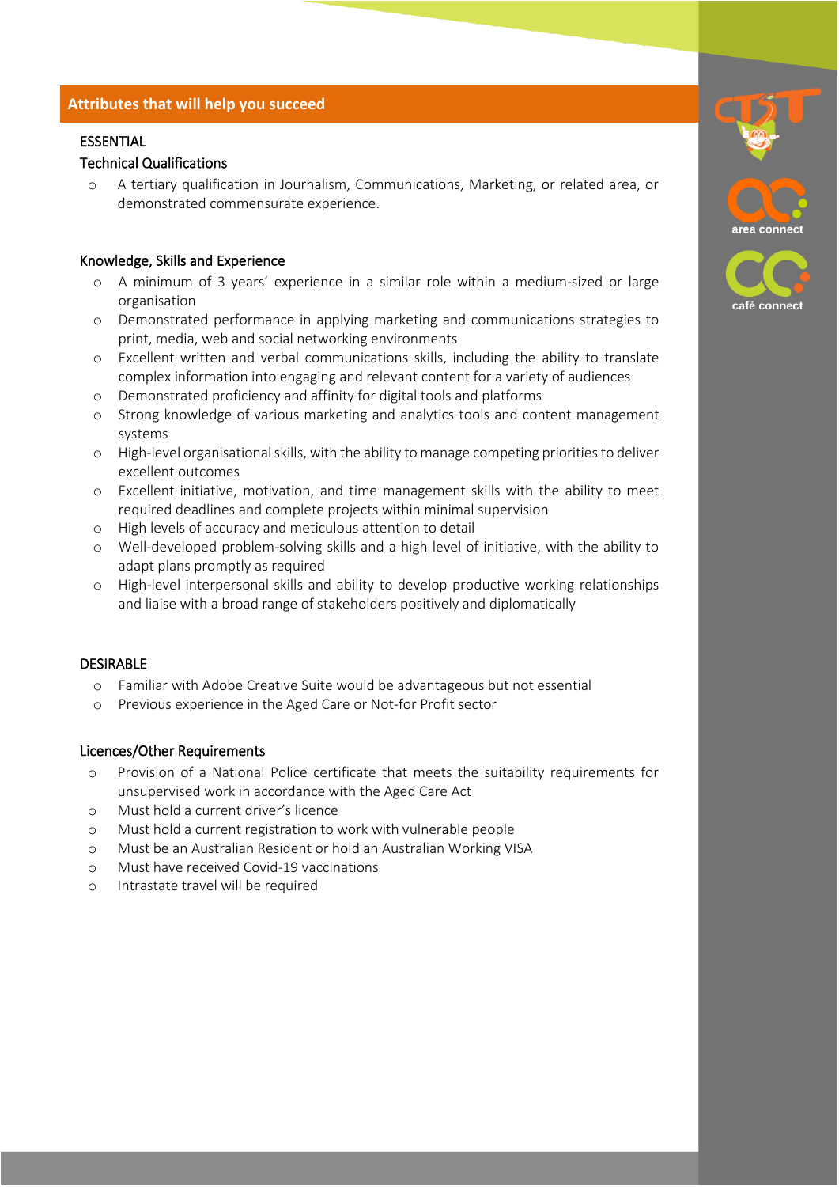## Attributes that will help you succeed

### ESSENTIAL

#### Technical Qualifications

- A tertiary qualification in Journalism, Communications, Marketing, or related area, or demonstrated commensurate experience.

#### Knowledge, Skills and Experience

- A minimum of 3 years' experience in a similar role within a medium-sized or large organisation
- Demonstrated performance in applying marketing and communications strategies to print, media, web and social networking environments
- Excellent written and verbal communications skills, including the ability to translate complex information into engaging and relevant content for a variety of audiences
- Demonstrated proficiency and affinity for digital tools and platforms
- Strong knowledge of various marketing and analytics tools and content management systems
- High-level organisational skills, with the ability to manage competing priorities to deliver excellent outcomes
- Excellent initiative, motivation, and time management skills with the ability to meet required deadlines and complete projects within minimal supervision
- High levels of accuracy and meticulous attention to detail
- Well-developed problem-solving skills and a high level of initiative, with the ability to adapt plans promptly as required
- High-level interpersonal skills and ability to develop productive working relationships and liaise with a broad range of stakeholders positively and diplomatically

### DESIRABLE

- Familiar with Adobe Creative Suite would be advantageous but not essential
- Previous experience in the Aged Care or Not-for Profit sector

#### Licences/Other Requirements

- Provision of a National Police certificate that meets the suitability requirements for unsupervised work in accordance with the Aged Care Act
- Must hold a current driver's licence
- Must hold a current registration to work with vulnerable people
- Must be an Australian Resident or hold an Australian Working VISA
- Must have received Covid-19 vaccinations
- Intrastate travel will be required